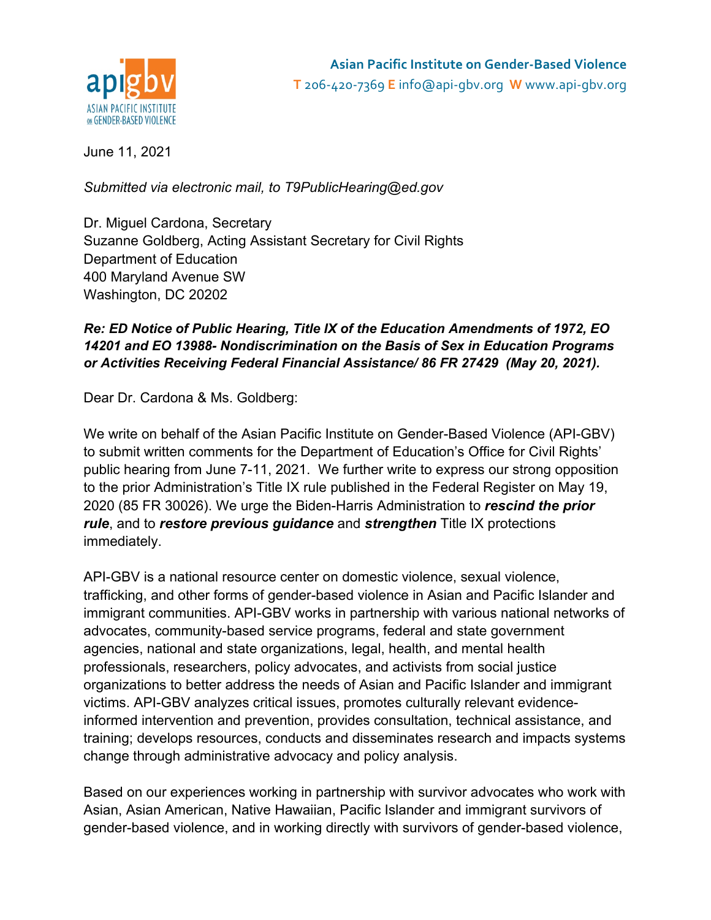Asian Pacific Institute on Gender-Based Violence
T 206-420-7369 E info@api-gbv.org W www.api-gbv.org

June 11, 2021

*Submitted via electronic mail, to T9PublicHearing@ed.gov*

Dr. Miguel Cardona, Secretary
Suzanne Goldberg, Acting Assistant Secretary for Civil Rights
Department of Education
400 Maryland Avenue SW
Washington, DC 20202

***Re: ED Notice of Public Hearing, Title IX of the Education Amendments of 1972, EO 14201 and EO 13988- Nondiscrimination on the Basis of Sex in Education Programs or Activities Receiving Federal Financial Assistance/ 86 FR 27429 (May 20, 2021).***

Dear Dr. Cardona & Ms. Goldberg:

We write on behalf of the Asian Pacific Institute on Gender-Based Violence (API-GBV) to submit written comments for the Department of Education's Office for Civil Rights' public hearing from June 7-11, 2021. We further write to express our strong opposition to the prior Administration's Title IX rule published in the Federal Register on May 19, 2020 (85 FR 30026). We urge the Biden-Harris Administration to ***rescind the prior rule***, and to ***restore previous guidance*** and ***strengthen*** Title IX protections immediately.

API-GBV is a national resource center on domestic violence, sexual violence, trafficking, and other forms of gender-based violence in Asian and Pacific Islander and immigrant communities. API-GBV works in partnership with various national networks of advocates, community-based service programs, federal and state government agencies, national and state organizations, legal, health, and mental health professionals, researchers, policy advocates, and activists from social justice organizations to better address the needs of Asian and Pacific Islander and immigrant victims. API-GBV analyzes critical issues, promotes culturally relevant evidence-informed intervention and prevention, provides consultation, technical assistance, and training; develops resources, conducts and disseminates research and impacts systems change through administrative advocacy and policy analysis.

Based on our experiences working in partnership with survivor advocates who work with Asian, Asian American, Native Hawaiian, Pacific Islander and immigrant survivors of gender-based violence, and in working directly with survivors of gender-based violence,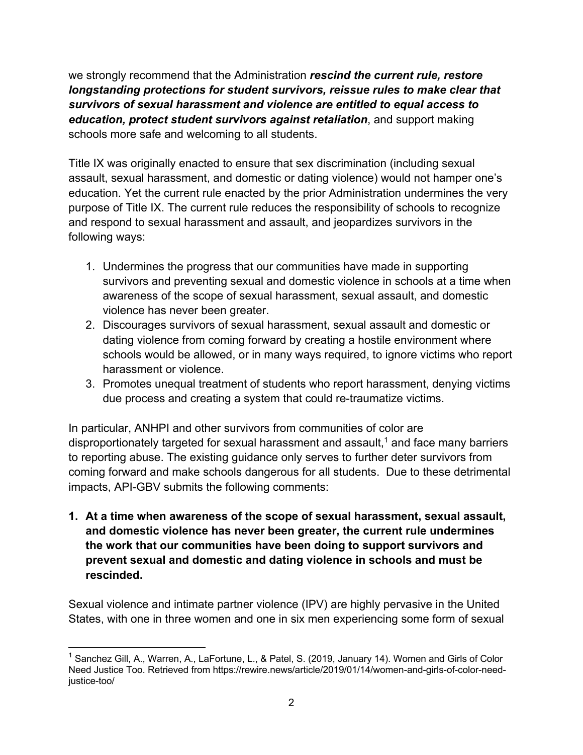we strongly recommend that the Administration ***rescind the current rule, restore longstanding protections for student survivors, reissue rules to make clear that survivors of sexual harassment and violence are entitled to equal access to education, protect student survivors against retaliation***, and support making schools more safe and welcoming to all students.

Title IX was originally enacted to ensure that sex discrimination (including sexual assault, sexual harassment, and domestic or dating violence) would not hamper one's education. Yet the current rule enacted by the prior Administration undermines the very purpose of Title IX. The current rule reduces the responsibility of schools to recognize and respond to sexual harassment and assault, and jeopardizes survivors in the following ways:

1. Undermines the progress that our communities have made in supporting survivors and preventing sexual and domestic violence in schools at a time when awareness of the scope of sexual harassment, sexual assault, and domestic violence has never been greater.
2. Discourages survivors of sexual harassment, sexual assault and domestic or dating violence from coming forward by creating a hostile environment where schools would be allowed, or in many ways required, to ignore victims who report harassment or violence.
3. Promotes unequal treatment of students who report harassment, denying victims due process and creating a system that could re-traumatize victims.

In particular, ANHPI and other survivors from communities of color are disproportionately targeted for sexual harassment and assault,[1] and face many barriers to reporting abuse. The existing guidance only serves to further deter survivors from coming forward and make schools dangerous for all students. Due to these detrimental impacts, API-GBV submits the following comments:

**1. At a time when awareness of the scope of sexual harassment, sexual assault, and domestic violence has never been greater, the current rule undermines the work that our communities have been doing to support survivors and prevent sexual and domestic and dating violence in schools and must be rescinded.**

Sexual violence and intimate partner violence (IPV) are highly pervasive in the United States, with one in three women and one in six men experiencing some form of sexual

[1] Sanchez Gill, A., Warren, A., LaFortune, L., & Patel, S. (2019, January 14). Women and Girls of Color Need Justice Too. Retrieved from https://rewire.news/article/2019/01/14/women-and-girls-of-color-need-justice-too/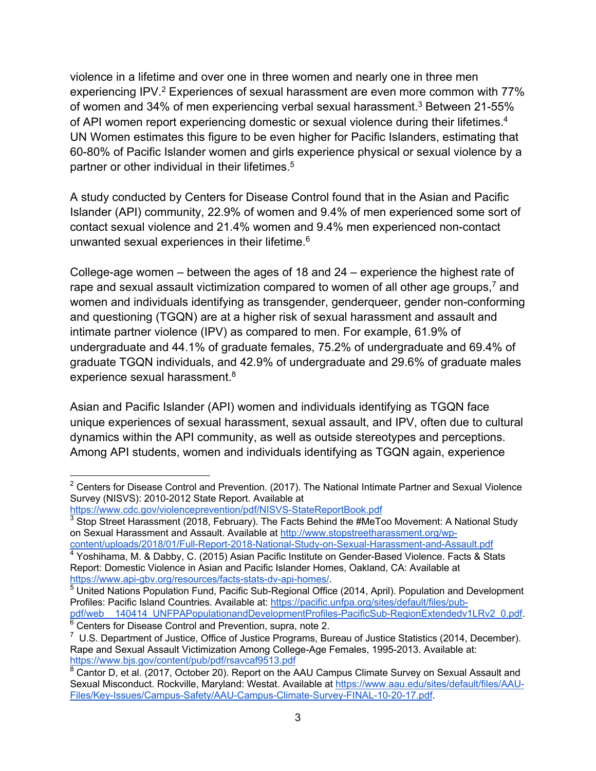violence in a lifetime and over one in three women and nearly one in three men experiencing IPV.[2] Experiences of sexual harassment are even more common with 77% of women and 34% of men experiencing verbal sexual harassment.[3] Between 21-55% of API women report experiencing domestic or sexual violence during their lifetimes.[4] UN Women estimates this figure to be even higher for Pacific Islanders, estimating that 60-80% of Pacific Islander women and girls experience physical or sexual violence by a partner or other individual in their lifetimes.[5]

A study conducted by Centers for Disease Control found that in the Asian and Pacific Islander (API) community, 22.9% of women and 9.4% of men experienced some sort of contact sexual violence and 21.4% women and 9.4% men experienced non-contact unwanted sexual experiences in their lifetime.[6]

College-age women – between the ages of 18 and 24 – experience the highest rate of rape and sexual assault victimization compared to women of all other age groups,[7] and women and individuals identifying as transgender, genderqueer, gender non-conforming and questioning (TGQN) are at a higher risk of sexual harassment and assault and intimate partner violence (IPV) as compared to men. For example, 61.9% of undergraduate and 44.1% of graduate females, 75.2% of undergraduate and 69.4% of graduate TGQN individuals, and 42.9% of undergraduate and 29.6% of graduate males experience sexual harassment.[8]

Asian and Pacific Islander (API) women and individuals identifying as TGQN face unique experiences of sexual harassment, sexual assault, and IPV, often due to cultural dynamics within the API community, as well as outside stereotypes and perceptions. Among API students, women and individuals identifying as TGQN again, experience

---

[2] Centers for Disease Control and Prevention. (2017). The National Intimate Partner and Sexual Violence Survey (NISVS): 2010-2012 State Report. Available at https://www.cdc.gov/violenceprevention/pdf/NISVS-StateReportBook.pdf

[3] Stop Street Harassment (2018, February). The Facts Behind the #MeToo Movement: A National Study on Sexual Harassment and Assault. Available at http://www.stopstreetharassment.org/wp-content/uploads/2018/01/Full-Report-2018-National-Study-on-Sexual-Harassment-and-Assault.pdf

[4] Yoshihama, M. & Dabby, C. (2015) Asian Pacific Institute on Gender-Based Violence. Facts & Stats Report: Domestic Violence in Asian and Pacific Islander Homes, Oakland, CA: Available at https://www.api-gbv.org/resources/facts-stats-dv-api-homes/.

[5] United Nations Population Fund, Pacific Sub-Regional Office (2014, April). Population and Development Profiles: Pacific Island Countries. Available at: https://pacific.unfpa.org/sites/default/files/pub-pdf/web__140414_UNFPAPopulationandDevelopmentProfiles-PacificSub-RegionExtendedv1LRv2_0.pdf.

[6] Centers for Disease Control and Prevention, supra, note 2.

[7] U.S. Department of Justice, Office of Justice Programs, Bureau of Justice Statistics (2014, December). Rape and Sexual Assault Victimization Among College-Age Females, 1995-2013. Available at: https://www.bjs.gov/content/pub/pdf/rsavcaf9513.pdf

[8] Cantor D, et al. (2017, October 20). Report on the AAU Campus Climate Survey on Sexual Assault and Sexual Misconduct. Rockville, Maryland: Westat. Available at https://www.aau.edu/sites/default/files/AAU-Files/Key-Issues/Campus-Safety/AAU-Campus-Climate-Survey-FINAL-10-20-17.pdf.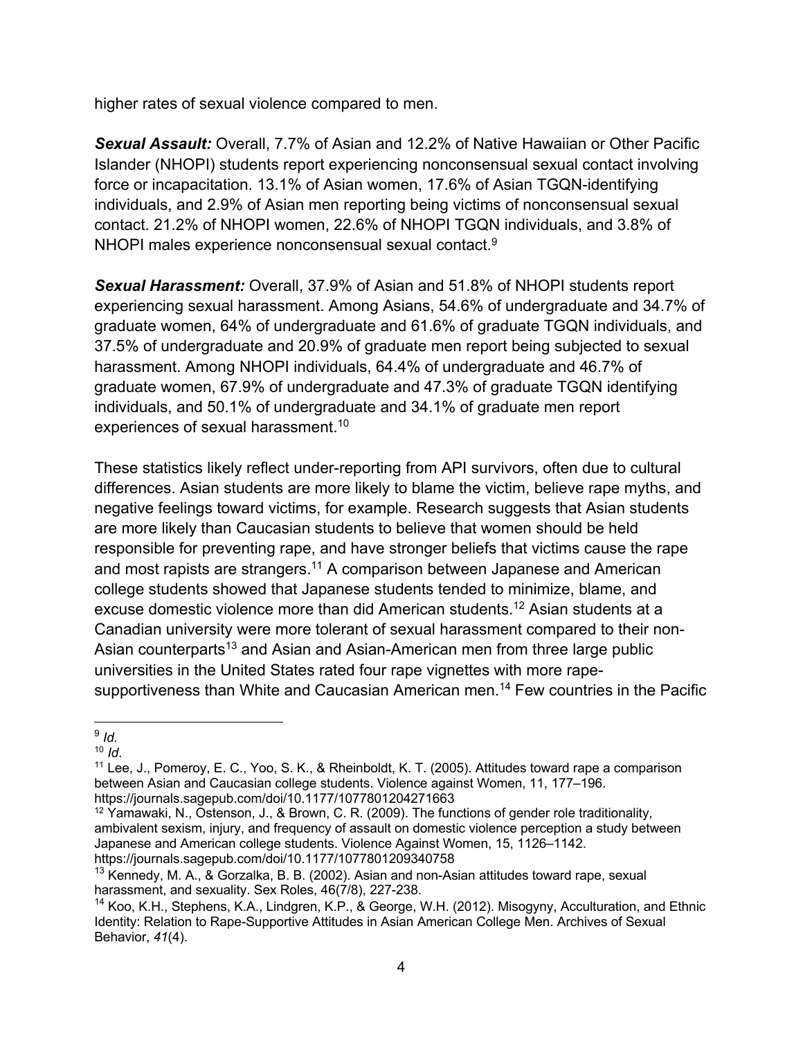higher rates of sexual violence compared to men.

***Sexual Assault:*** Overall, 7.7% of Asian and 12.2% of Native Hawaiian or Other Pacific Islander (NHOPI) students report experiencing nonconsensual sexual contact involving force or incapacitation. 13.1% of Asian women, 17.6% of Asian TGQN-identifying individuals, and 2.9% of Asian men reporting being victims of nonconsensual sexual contact. 21.2% of NHOPI women, 22.6% of NHOPI TGQN individuals, and 3.8% of NHOPI males experience nonconsensual sexual contact.[9]

***Sexual Harassment:*** Overall, 37.9% of Asian and 51.8% of NHOPI students report experiencing sexual harassment. Among Asians, 54.6% of undergraduate and 34.7% of graduate women, 64% of undergraduate and 61.6% of graduate TGQN individuals, and 37.5% of undergraduate and 20.9% of graduate men report being subjected to sexual harassment. Among NHOPI individuals, 64.4% of undergraduate and 46.7% of graduate women, 67.9% of undergraduate and 47.3% of graduate TGQN identifying individuals, and 50.1% of undergraduate and 34.1% of graduate men report experiences of sexual harassment.[10]

These statistics likely reflect under-reporting from API survivors, often due to cultural differences. Asian students are more likely to blame the victim, believe rape myths, and negative feelings toward victims, for example. Research suggests that Asian students are more likely than Caucasian students to believe that women should be held responsible for preventing rape, and have stronger beliefs that victims cause the rape and most rapists are strangers.[11] A comparison between Japanese and American college students showed that Japanese students tended to minimize, blame, and excuse domestic violence more than did American students.[12] Asian students at a Canadian university were more tolerant of sexual harassment compared to their non-Asian counterparts[13] and Asian and Asian-American men from three large public universities in the United States rated four rape vignettes with more rape-supportiveness than White and Caucasian American men.[14] Few countries in the Pacific

---

[9] *Id.*

[10] *Id*.

[11] Lee, J., Pomeroy, E. C., Yoo, S. K., & Rheinboldt, K. T. (2005). Attitudes toward rape a comparison between Asian and Caucasian college students. Violence against Women, 11, 177–196. https://journals.sagepub.com/doi/10.1177/1077801204271663

[12] Yamawaki, N., Ostenson, J., & Brown, C. R. (2009). The functions of gender role traditionality, ambivalent sexism, injury, and frequency of assault on domestic violence perception a study between Japanese and American college students. Violence Against Women, 15, 1126–1142. https://journals.sagepub.com/doi/10.1177/1077801209340758

[13] Kennedy, M. A., & Gorzalka, B. B. (2002). Asian and non-Asian attitudes toward rape, sexual harassment, and sexuality. Sex Roles, 46(7/8), 227-238.

[14] Koo, K.H., Stephens, K.A., Lindgren, K.P., & George, W.H. (2012). Misogyny, Acculturation, and Ethnic Identity: Relation to Rape-Supportive Attitudes in Asian American College Men. Archives of Sexual Behavior, *41*(4).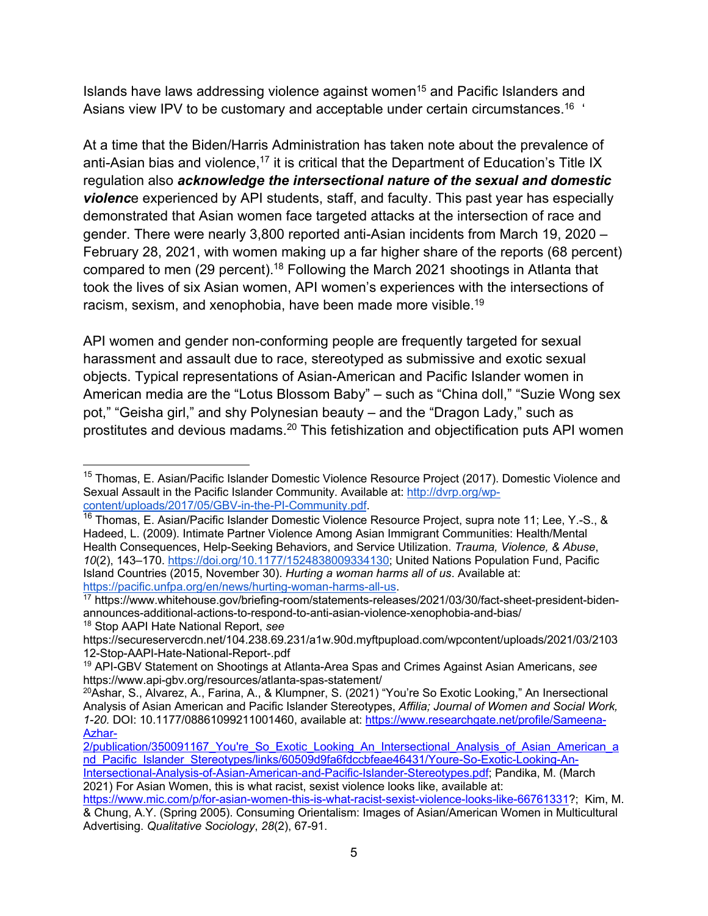Islands have laws addressing violence against women[15] and Pacific Islanders and Asians view IPV to be customary and acceptable under certain circumstances.[16] '

At a time that the Biden/Harris Administration has taken note about the prevalence of anti-Asian bias and violence,[17] it is critical that the Department of Education's Title IX regulation also ***acknowledge the intersectional nature of the sexual and domestic violenc***e experienced by API students, staff, and faculty. This past year has especially demonstrated that Asian women face targeted attacks at the intersection of race and gender. There were nearly 3,800 reported anti-Asian incidents from March 19, 2020 – February 28, 2021, with women making up a far higher share of the reports (68 percent) compared to men (29 percent).[18] Following the March 2021 shootings in Atlanta that took the lives of six Asian women, API women's experiences with the intersections of racism, sexism, and xenophobia, have been made more visible.[19]

API women and gender non-conforming people are frequently targeted for sexual harassment and assault due to race, stereotyped as submissive and exotic sexual objects. Typical representations of Asian-American and Pacific Islander women in American media are the "Lotus Blossom Baby" – such as "China doll," "Suzie Wong sex pot," "Geisha girl," and shy Polynesian beauty – and the "Dragon Lady," such as prostitutes and devious madams.[20] This fetishization and objectification puts API women

---

[15] Thomas, E. Asian/Pacific Islander Domestic Violence Resource Project (2017). Domestic Violence and Sexual Assault in the Pacific Islander Community. Available at: http://dvrp.org/wp-content/uploads/2017/05/GBV-in-the-PI-Community.pdf.

[16] Thomas, E. Asian/Pacific Islander Domestic Violence Resource Project, supra note 11; Lee, Y.-S., & Hadeed, L. (2009). Intimate Partner Violence Among Asian Immigrant Communities: Health/Mental Health Consequences, Help-Seeking Behaviors, and Service Utilization. *Trauma, Violence, & Abuse*, *10*(2), 143–170. https://doi.org/10.1177/1524838009334130; United Nations Population Fund, Pacific Island Countries (2015, November 30). *Hurting a woman harms all of us*. Available at: https://pacific.unfpa.org/en/news/hurting-woman-harms-all-us.

[17] https://www.whitehouse.gov/briefing-room/statements-releases/2021/03/30/fact-sheet-president-biden-announces-additional-actions-to-respond-to-anti-asian-violence-xenophobia-and-bias/

[18] Stop AAPI Hate National Report, *see* https://secureservercdn.net/104.238.69.231/a1w.90d.myftpupload.com/wpcontent/uploads/2021/03/210312-Stop-AAPI-Hate-National-Report-.pdf

[19] API-GBV Statement on Shootings at Atlanta-Area Spas and Crimes Against Asian Americans, *see* https://www.api-gbv.org/resources/atlanta-spas-statement/

[20] Ashar, S., Alvarez, A., Farina, A., & Klumpner, S. (2021) "You're So Exotic Looking," An Inersectional Analysis of Asian American and Pacific Islander Stereotypes, *Affilia; Journal of Women and Social Work, 1-20.* DOI: 10.1177/08861099211001460, available at: https://www.researchgate.net/profile/Sameena-Azhar-2/publication/350091167_You're_So_Exotic_Looking_An_Intersectional_Analysis_of_Asian_American_and_Pacific_Islander_Stereotypes/links/60509d9fa6fdccbfeae46431/Youre-So-Exotic-Looking-An-Intersectional-Analysis-of-Asian-American-and-Pacific-Islander-Stereotypes.pdf; Pandika, M. (March 2021) For Asian Women, this is what racist, sexist violence looks like, available at: https://www.mic.com/p/for-asian-women-this-is-what-racist-sexist-violence-looks-like-66761331?; Kim, M. & Chung, A.Y. (Spring 2005). Consuming Orientalism: Images of Asian/American Women in Multicultural Advertising. *Qualitative Sociology*, *28*(2), 67-91.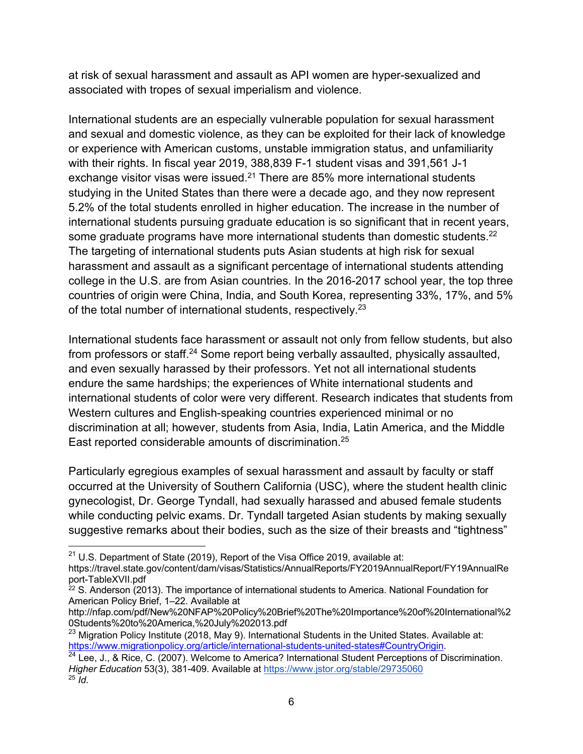at risk of sexual harassment and assault as API women are hyper-sexualized and associated with tropes of sexual imperialism and violence.

International students are an especially vulnerable population for sexual harassment and sexual and domestic violence, as they can be exploited for their lack of knowledge or experience with American customs, unstable immigration status, and unfamiliarity with their rights. In fiscal year 2019, 388,839 F-1 student visas and 391,561 J-1 exchange visitor visas were issued.[21] There are 85% more international students studying in the United States than there were a decade ago, and they now represent 5.2% of the total students enrolled in higher education. The increase in the number of international students pursuing graduate education is so significant that in recent years, some graduate programs have more international students than domestic students.[22] The targeting of international students puts Asian students at high risk for sexual harassment and assault as a significant percentage of international students attending college in the U.S. are from Asian countries. In the 2016-2017 school year, the top three countries of origin were China, India, and South Korea, representing 33%, 17%, and 5% of the total number of international students, respectively.[23]

International students face harassment or assault not only from fellow students, but also from professors or staff.[24] Some report being verbally assaulted, physically assaulted, and even sexually harassed by their professors. Yet not all international students endure the same hardships; the experiences of White international students and international students of color were very different. Research indicates that students from Western cultures and English-speaking countries experienced minimal or no discrimination at all; however, students from Asia, India, Latin America, and the Middle East reported considerable amounts of discrimination.[25]

Particularly egregious examples of sexual harassment and assault by faculty or staff occurred at the University of Southern California (USC), where the student health clinic gynecologist, Dr. George Tyndall, had sexually harassed and abused female students while conducting pelvic exams. Dr. Tyndall targeted Asian students by making sexually suggestive remarks about their bodies, such as the size of their breasts and "tightness"

---

[21] U.S. Department of State (2019), Report of the Visa Office 2019, available at: https://travel.state.gov/content/dam/visas/Statistics/AnnualReports/FY2019AnnualReport/FY19AnnualReport-TableXVII.pdf

[22] S. Anderson (2013). The importance of international students to America. National Foundation for American Policy Brief, 1–22. Available at http://nfap.com/pdf/New%20NFAP%20Policy%20Brief%20The%20Importance%20of%20International%20Students%20to%20America,%20July%202013.pdf

[23] Migration Policy Institute (2018, May 9). International Students in the United States. Available at: https://www.migrationpolicy.org/article/international-students-united-states#CountryOrigin.

[24] Lee, J., & Rice, C. (2007). Welcome to America? International Student Perceptions of Discrimination. *Higher Education* 53(3), 381-409. Available at https://www.jstor.org/stable/29735060

[25] *Id*.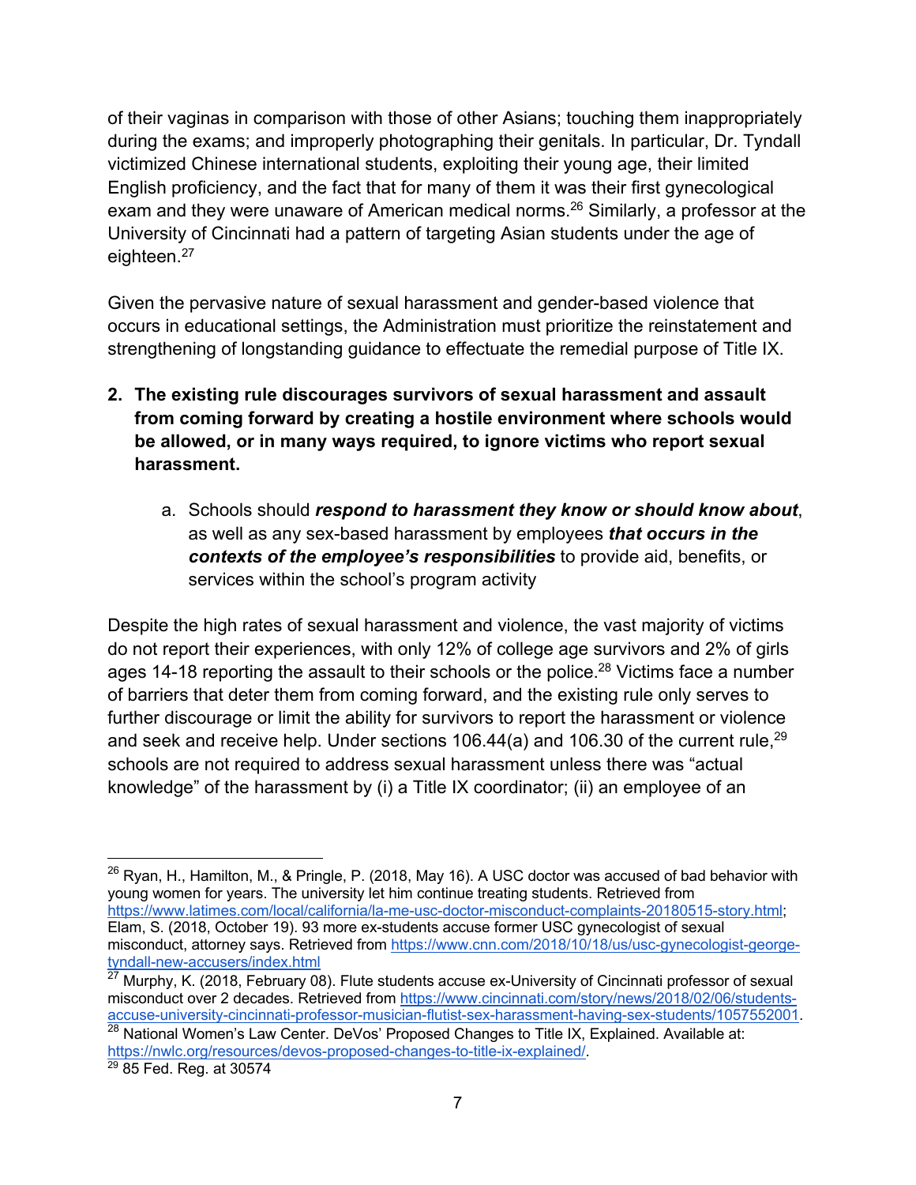of their vaginas in comparison with those of other Asians; touching them inappropriately during the exams; and improperly photographing their genitals. In particular, Dr. Tyndall victimized Chinese international students, exploiting their young age, their limited English proficiency, and the fact that for many of them it was their first gynecological exam and they were unaware of American medical norms.[26] Similarly, a professor at the University of Cincinnati had a pattern of targeting Asian students under the age of eighteen.[27]

Given the pervasive nature of sexual harassment and gender-based violence that occurs in educational settings, the Administration must prioritize the reinstatement and strengthening of longstanding guidance to effectuate the remedial purpose of Title IX.

2. **The existing rule discourages survivors of sexual harassment and assault from coming forward by creating a hostile environment where schools would be allowed, or in many ways required, to ignore victims who report sexual harassment.**

   a. Schools should ***respond to harassment they know or should know about***, as well as any sex-based harassment by employees ***that occurs in the contexts of the employee's responsibilities*** to provide aid, benefits, or services within the school's program activity

Despite the high rates of sexual harassment and violence, the vast majority of victims do not report their experiences, with only 12% of college age survivors and 2% of girls ages 14-18 reporting the assault to their schools or the police.[28] Victims face a number of barriers that deter them from coming forward, and the existing rule only serves to further discourage or limit the ability for survivors to report the harassment or violence and seek and receive help. Under sections 106.44(a) and 106.30 of the current rule,[29] schools are not required to address sexual harassment unless there was "actual knowledge" of the harassment by (i) a Title IX coordinator; (ii) an employee of an

---

[26] Ryan, H., Hamilton, M., & Pringle, P. (2018, May 16). A USC doctor was accused of bad behavior with young women for years. The university let him continue treating students. Retrieved from https://www.latimes.com/local/california/la-me-usc-doctor-misconduct-complaints-20180515-story.html; Elam, S. (2018, October 19). 93 more ex-students accuse former USC gynecologist of sexual misconduct, attorney says. Retrieved from https://www.cnn.com/2018/10/18/us/usc-gynecologist-george-tyndall-new-accusers/index.html

[27] Murphy, K. (2018, February 08). Flute students accuse ex-University of Cincinnati professor of sexual misconduct over 2 decades. Retrieved from https://www.cincinnati.com/story/news/2018/02/06/students-accuse-university-cincinnati-professor-musician-flutist-sex-harassment-having-sex-students/1057552001.

[28] National Women's Law Center. DeVos' Proposed Changes to Title IX, Explained. Available at: https://nwlc.org/resources/devos-proposed-changes-to-title-ix-explained/.

[29] 85 Fed. Reg. at 30574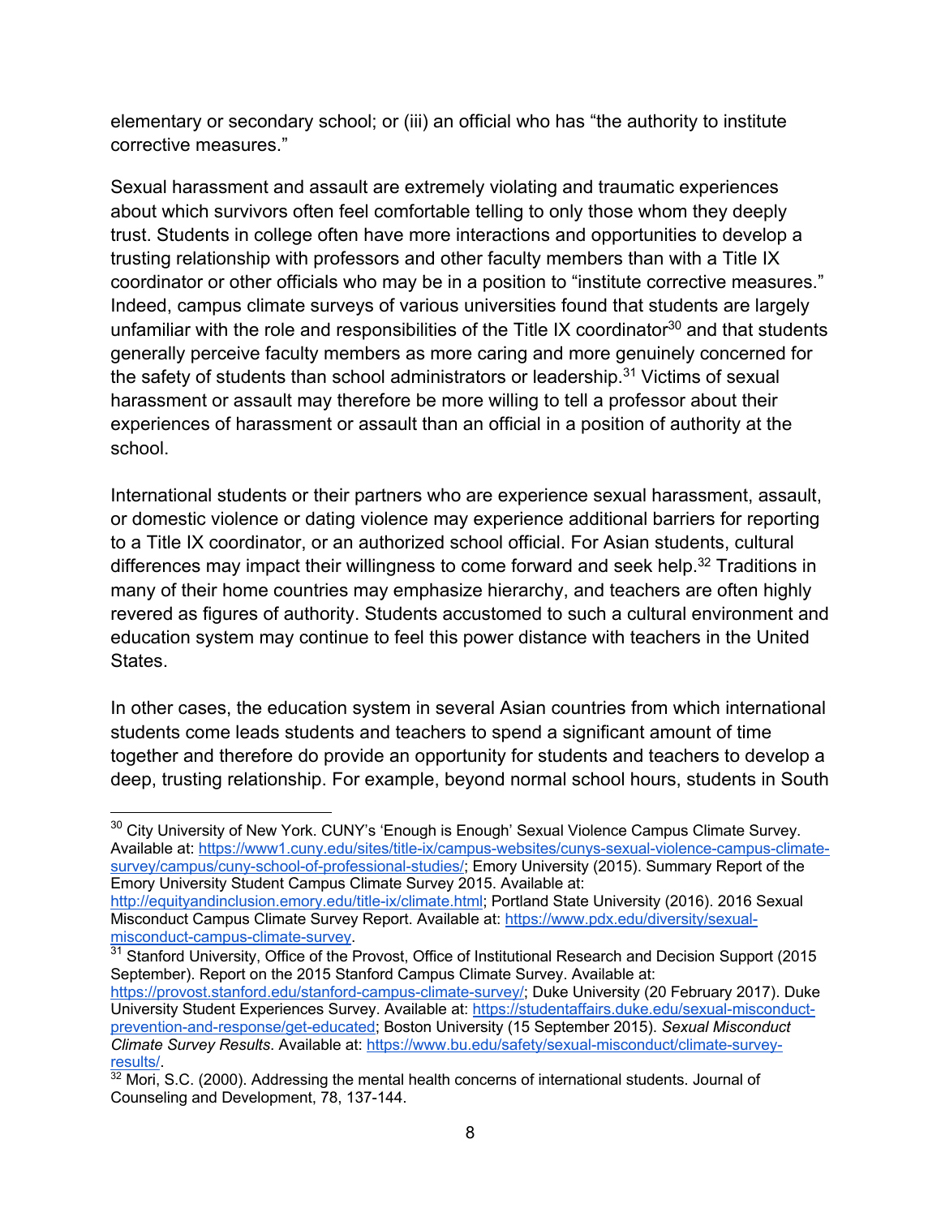elementary or secondary school; or (iii) an official who has "the authority to institute corrective measures."

Sexual harassment and assault are extremely violating and traumatic experiences about which survivors often feel comfortable telling to only those whom they deeply trust. Students in college often have more interactions and opportunities to develop a trusting relationship with professors and other faculty members than with a Title IX coordinator or other officials who may be in a position to "institute corrective measures." Indeed, campus climate surveys of various universities found that students are largely unfamiliar with the role and responsibilities of the Title IX coordinator[30] and that students generally perceive faculty members as more caring and more genuinely concerned for the safety of students than school administrators or leadership.[31] Victims of sexual harassment or assault may therefore be more willing to tell a professor about their experiences of harassment or assault than an official in a position of authority at the school.

International students or their partners who are experience sexual harassment, assault, or domestic violence or dating violence may experience additional barriers for reporting to a Title IX coordinator, or an authorized school official. For Asian students, cultural differences may impact their willingness to come forward and seek help.[32] Traditions in many of their home countries may emphasize hierarchy, and teachers are often highly revered as figures of authority. Students accustomed to such a cultural environment and education system may continue to feel this power distance with teachers in the United States.

In other cases, the education system in several Asian countries from which international students come leads students and teachers to spend a significant amount of time together and therefore do provide an opportunity for students and teachers to develop a deep, trusting relationship. For example, beyond normal school hours, students in South

---

[30] City University of New York. CUNY's 'Enough is Enough' Sexual Violence Campus Climate Survey. Available at: https://www1.cuny.edu/sites/title-ix/campus-websites/cunys-sexual-violence-campus-climate-survey/campus/cuny-school-of-professional-studies/; Emory University (2015). Summary Report of the Emory University Student Campus Climate Survey 2015. Available at: http://equityandinclusion.emory.edu/title-ix/climate.html; Portland State University (2016). 2016 Sexual Misconduct Campus Climate Survey Report. Available at: https://www.pdx.edu/diversity/sexual-misconduct-campus-climate-survey.

[31] Stanford University, Office of the Provost, Office of Institutional Research and Decision Support (2015 September). Report on the 2015 Stanford Campus Climate Survey. Available at: https://provost.stanford.edu/stanford-campus-climate-survey/; Duke University (20 February 2017). Duke University Student Experiences Survey. Available at: https://studentaffairs.duke.edu/sexual-misconduct-prevention-and-response/get-educated; Boston University (15 September 2015). *Sexual Misconduct Climate Survey Results*. Available at: https://www.bu.edu/safety/sexual-misconduct/climate-survey-results/.

[32] Mori, S.C. (2000). Addressing the mental health concerns of international students. Journal of Counseling and Development, 78, 137-144.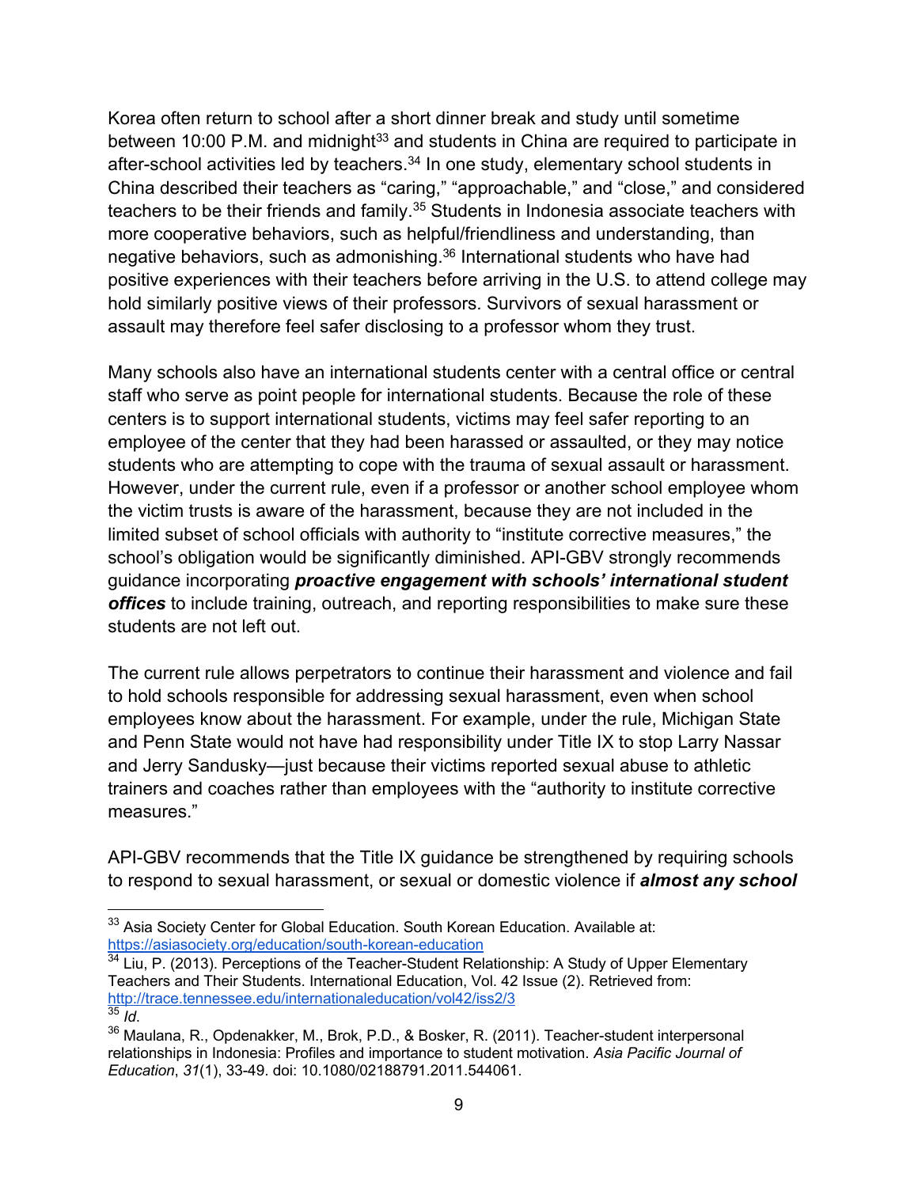Korea often return to school after a short dinner break and study until sometime between 10:00 P.M. and midnight[33] and students in China are required to participate in after-school activities led by teachers.[34] In one study, elementary school students in China described their teachers as "caring," "approachable," and "close," and considered teachers to be their friends and family.[35] Students in Indonesia associate teachers with more cooperative behaviors, such as helpful/friendliness and understanding, than negative behaviors, such as admonishing.[36] International students who have had positive experiences with their teachers before arriving in the U.S. to attend college may hold similarly positive views of their professors. Survivors of sexual harassment or assault may therefore feel safer disclosing to a professor whom they trust.

Many schools also have an international students center with a central office or central staff who serve as point people for international students. Because the role of these centers is to support international students, victims may feel safer reporting to an employee of the center that they had been harassed or assaulted, or they may notice students who are attempting to cope with the trauma of sexual assault or harassment. However, under the current rule, even if a professor or another school employee whom the victim trusts is aware of the harassment, because they are not included in the limited subset of school officials with authority to "institute corrective measures," the school's obligation would be significantly diminished. API-GBV strongly recommends guidance incorporating ***proactive engagement with schools' international student offices*** to include training, outreach, and reporting responsibilities to make sure these students are not left out.

The current rule allows perpetrators to continue their harassment and violence and fail to hold schools responsible for addressing sexual harassment, even when school employees know about the harassment. For example, under the rule, Michigan State and Penn State would not have had responsibility under Title IX to stop Larry Nassar and Jerry Sandusky—just because their victims reported sexual abuse to athletic trainers and coaches rather than employees with the "authority to institute corrective measures."

API-GBV recommends that the Title IX guidance be strengthened by requiring schools to respond to sexual harassment, or sexual or domestic violence if ***almost any school***

---

[33] Asia Society Center for Global Education. South Korean Education. Available at: https://asiasociety.org/education/south-korean-education

[34] Liu, P. (2013). Perceptions of the Teacher-Student Relationship: A Study of Upper Elementary Teachers and Their Students. International Education, Vol. 42 Issue (2). Retrieved from: http://trace.tennessee.edu/internationaleducation/vol42/iss2/3

[35] *Id*.

[36] Maulana, R., Opdenakker, M., Brok, P.D., & Bosker, R. (2011). Teacher-student interpersonal relationships in Indonesia: Profiles and importance to student motivation. *Asia Pacific Journal of Education*, *31*(1), 33-49. doi: 10.1080/02188791.2011.544061.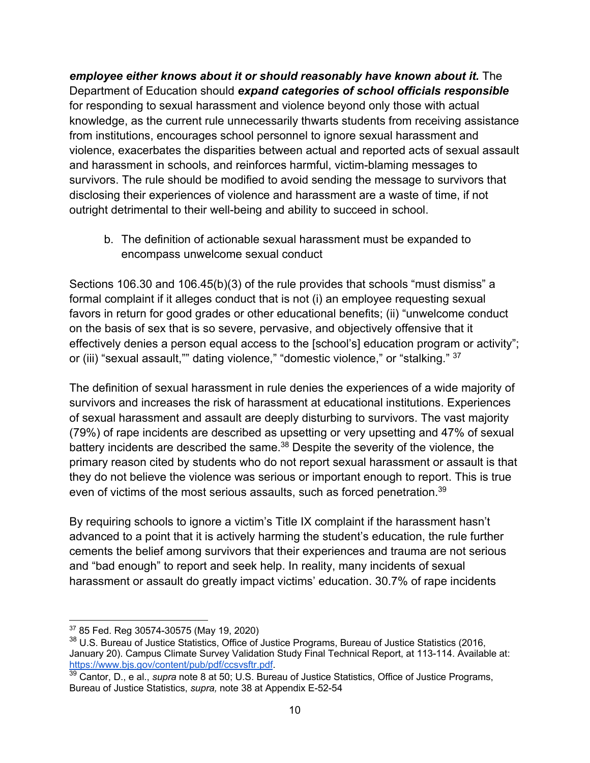***employee either knows about it or should reasonably have known about it.*** The Department of Education should ***expand categories of school officials responsible*** for responding to sexual harassment and violence beyond only those with actual knowledge, as the current rule unnecessarily thwarts students from receiving assistance from institutions, encourages school personnel to ignore sexual harassment and violence, exacerbates the disparities between actual and reported acts of sexual assault and harassment in schools, and reinforces harmful, victim-blaming messages to survivors. The rule should be modified to avoid sending the message to survivors that disclosing their experiences of violence and harassment are a waste of time, if not outright detrimental to their well-being and ability to succeed in school.

b. The definition of actionable sexual harassment must be expanded to encompass unwelcome sexual conduct

Sections 106.30 and 106.45(b)(3) of the rule provides that schools "must dismiss" a formal complaint if it alleges conduct that is not (i) an employee requesting sexual favors in return for good grades or other educational benefits; (ii) "unwelcome conduct on the basis of sex that is so severe, pervasive, and objectively offensive that it effectively denies a person equal access to the [school's] education program or activity"; or (iii) "sexual assault,"" dating violence," "domestic violence," or "stalking." [37]

The definition of sexual harassment in rule denies the experiences of a wide majority of survivors and increases the risk of harassment at educational institutions. Experiences of sexual harassment and assault are deeply disturbing to survivors. The vast majority (79%) of rape incidents are described as upsetting or very upsetting and 47% of sexual battery incidents are described the same.[38] Despite the severity of the violence, the primary reason cited by students who do not report sexual harassment or assault is that they do not believe the violence was serious or important enough to report. This is true even of victims of the most serious assaults, such as forced penetration.[39]

By requiring schools to ignore a victim's Title IX complaint if the harassment hasn't advanced to a point that it is actively harming the student's education, the rule further cements the belief among survivors that their experiences and trauma are not serious and "bad enough" to report and seek help. In reality, many incidents of sexual harassment or assault do greatly impact victims' education. 30.7% of rape incidents

[37] 85 Fed. Reg 30574-30575 (May 19, 2020)

[38] U.S. Bureau of Justice Statistics, Office of Justice Programs, Bureau of Justice Statistics (2016, January 20). Campus Climate Survey Validation Study Final Technical Report, at 113-114. Available at: https://www.bjs.gov/content/pub/pdf/ccsvsftr.pdf.

[39] Cantor, D., e al., *supra* note 8 at 50; U.S. Bureau of Justice Statistics, Office of Justice Programs, Bureau of Justice Statistics, *supra,* note 38 at Appendix E-52-54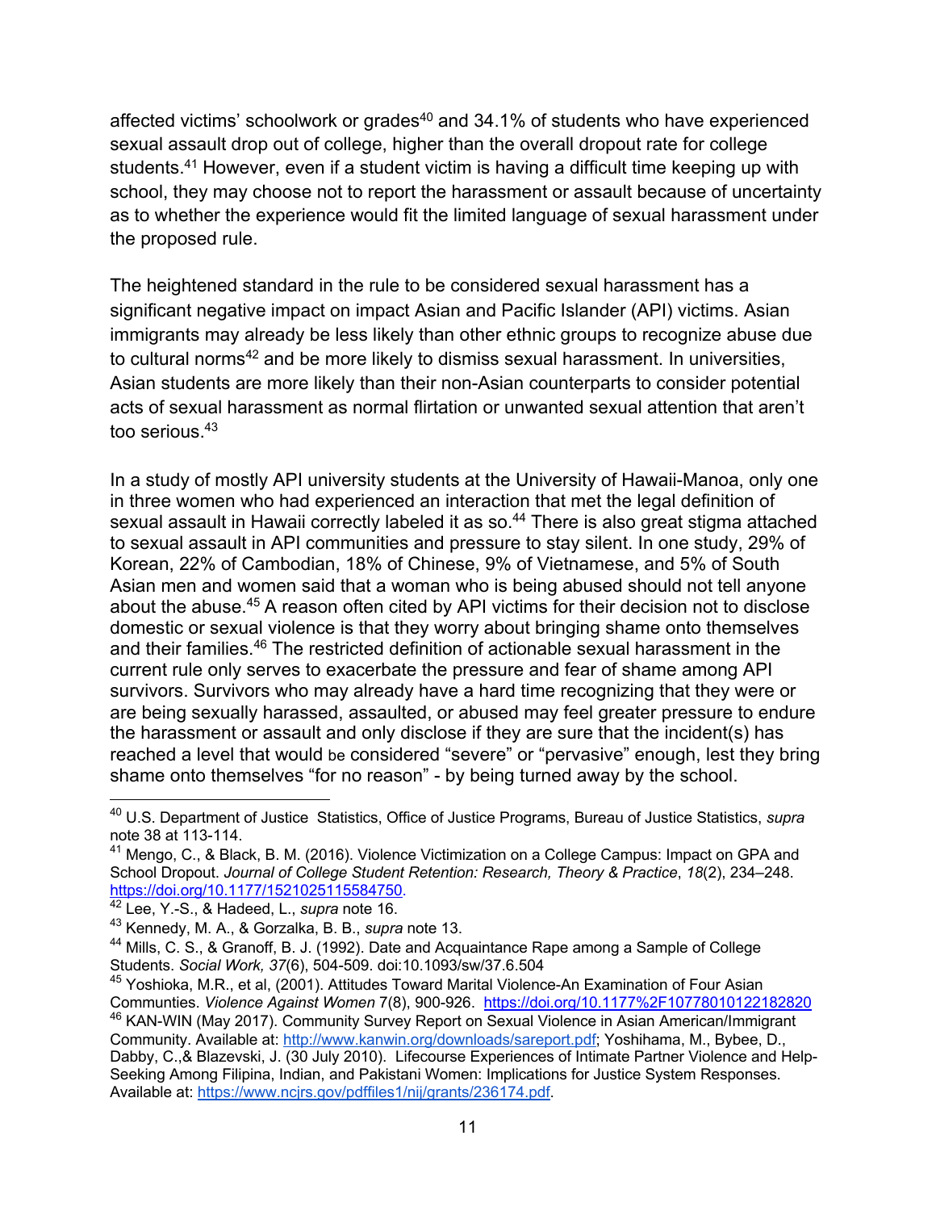affected victims' schoolwork or grades[40] and 34.1% of students who have experienced sexual assault drop out of college, higher than the overall dropout rate for college students.[41] However, even if a student victim is having a difficult time keeping up with school, they may choose not to report the harassment or assault because of uncertainty as to whether the experience would fit the limited language of sexual harassment under the proposed rule.

The heightened standard in the rule to be considered sexual harassment has a significant negative impact on impact Asian and Pacific Islander (API) victims. Asian immigrants may already be less likely than other ethnic groups to recognize abuse due to cultural norms[42] and be more likely to dismiss sexual harassment. In universities, Asian students are more likely than their non-Asian counterparts to consider potential acts of sexual harassment as normal flirtation or unwanted sexual attention that aren't too serious.[43]

In a study of mostly API university students at the University of Hawaii-Manoa, only one in three women who had experienced an interaction that met the legal definition of sexual assault in Hawaii correctly labeled it as so.[44] There is also great stigma attached to sexual assault in API communities and pressure to stay silent. In one study, 29% of Korean, 22% of Cambodian, 18% of Chinese, 9% of Vietnamese, and 5% of South Asian men and women said that a woman who is being abused should not tell anyone about the abuse.[45] A reason often cited by API victims for their decision not to disclose domestic or sexual violence is that they worry about bringing shame onto themselves and their families.[46] The restricted definition of actionable sexual harassment in the current rule only serves to exacerbate the pressure and fear of shame among API survivors. Survivors who may already have a hard time recognizing that they were or are being sexually harassed, assaulted, or abused may feel greater pressure to endure the harassment or assault and only disclose if they are sure that the incident(s) has reached a level that would be considered "severe" or "pervasive" enough, lest they bring shame onto themselves "for no reason" - by being turned away by the school.

---

[40] U.S. Department of Justice Statistics, Office of Justice Programs, Bureau of Justice Statistics, *supra* note 38 at 113-114.

[41] Mengo, C., & Black, B. M. (2016). Violence Victimization on a College Campus: Impact on GPA and School Dropout. *Journal of College Student Retention: Research, Theory & Practice*, *18*(2), 234–248. https://doi.org/10.1177/1521025115584750.

[42] Lee, Y.-S., & Hadeed, L., *supra* note 16.

[43] Kennedy, M. A., & Gorzalka, B. B., *supra* note 13.

[44] Mills, C. S., & Granoff, B. J. (1992). Date and Acquaintance Rape among a Sample of College Students. *Social Work, 37*(6), 504-509. doi:10.1093/sw/37.6.504

[45] Yoshioka, M.R., et al, (2001). Attitudes Toward Marital Violence-An Examination of Four Asian Communities. *Violence Against Women* 7(8), 900-926. https://doi.org/10.1177%2F10778010122182820

[46] KAN-WIN (May 2017). Community Survey Report on Sexual Violence in Asian American/Immigrant Community. Available at: http://www.kanwin.org/downloads/sareport.pdf; Yoshihama, M., Bybee, D., Dabby, C.,& Blazevski, J. (30 July 2010). Lifecourse Experiences of Intimate Partner Violence and Help-Seeking Among Filipina, Indian, and Pakistani Women: Implications for Justice System Responses. Available at: https://www.ncjrs.gov/pdffiles1/nij/grants/236174.pdf.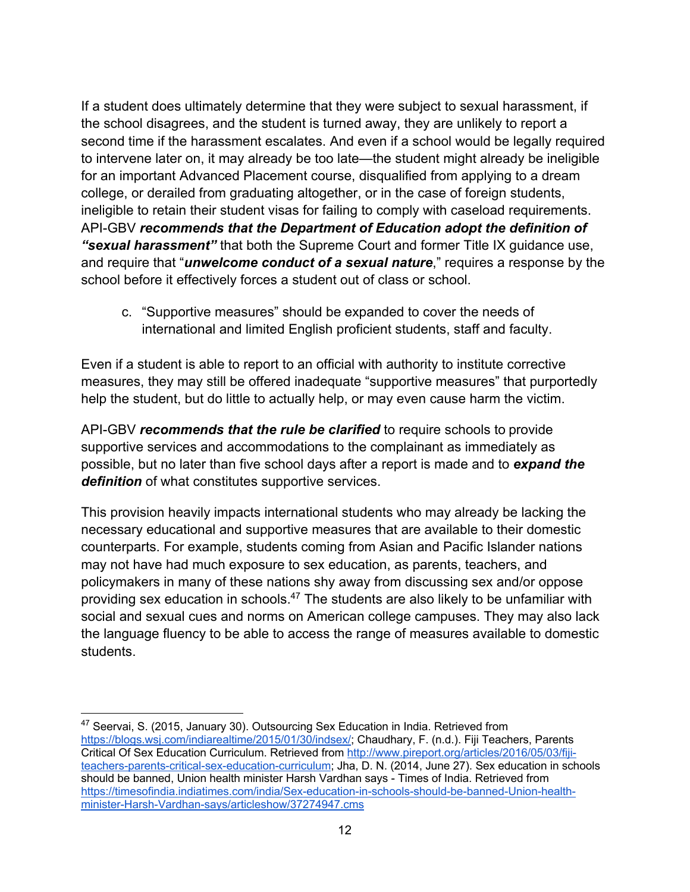If a student does ultimately determine that they were subject to sexual harassment, if the school disagrees, and the student is turned away, they are unlikely to report a second time if the harassment escalates. And even if a school would be legally required to intervene later on, it may already be too late—the student might already be ineligible for an important Advanced Placement course, disqualified from applying to a dream college, or derailed from graduating altogether, or in the case of foreign students, ineligible to retain their student visas for failing to comply with caseload requirements. API-GBV ***recommends that the Department of Education adopt the definition of "sexual harassment"*** that both the Supreme Court and former Title IX guidance use, and require that "***unwelcome conduct of a sexual nature***," requires a response by the school before it effectively forces a student out of class or school.

c. "Supportive measures" should be expanded to cover the needs of international and limited English proficient students, staff and faculty.

Even if a student is able to report to an official with authority to institute corrective measures, they may still be offered inadequate "supportive measures" that purportedly help the student, but do little to actually help, or may even cause harm the victim.

API-GBV ***recommends that the rule be clarified*** to require schools to provide supportive services and accommodations to the complainant as immediately as possible, but no later than five school days after a report is made and to ***expand the definition*** of what constitutes supportive services.

This provision heavily impacts international students who may already be lacking the necessary educational and supportive measures that are available to their domestic counterparts. For example, students coming from Asian and Pacific Islander nations may not have had much exposure to sex education, as parents, teachers, and policymakers in many of these nations shy away from discussing sex and/or oppose providing sex education in schools.[47] The students are also likely to be unfamiliar with social and sexual cues and norms on American college campuses. They may also lack the language fluency to be able to access the range of measures available to domestic students.

---

[47] Seervai, S. (2015, January 30). Outsourcing Sex Education in India. Retrieved from https://blogs.wsj.com/indiarealtime/2015/01/30/indsex/; Chaudhary, F. (n.d.). Fiji Teachers, Parents Critical Of Sex Education Curriculum. Retrieved from http://www.pireport.org/articles/2016/05/03/fiji-teachers-parents-critical-sex-education-curriculum; Jha, D. N. (2014, June 27). Sex education in schools should be banned, Union health minister Harsh Vardhan says - Times of India. Retrieved from https://timesofindia.indiatimes.com/india/Sex-education-in-schools-should-be-banned-Union-health-minister-Harsh-Vardhan-says/articleshow/37274947.cms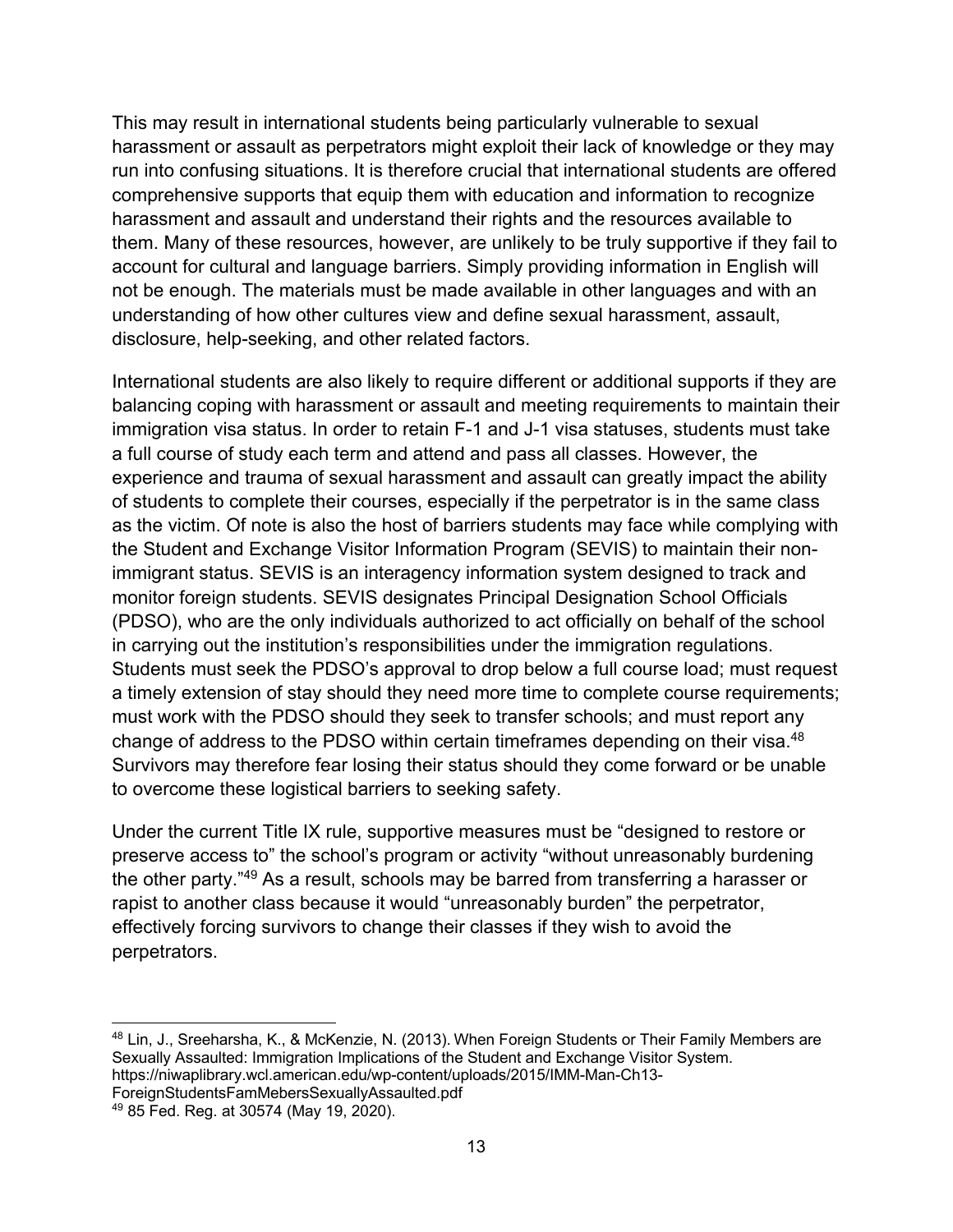This may result in international students being particularly vulnerable to sexual harassment or assault as perpetrators might exploit their lack of knowledge or they may run into confusing situations. It is therefore crucial that international students are offered comprehensive supports that equip them with education and information to recognize harassment and assault and understand their rights and the resources available to them. Many of these resources, however, are unlikely to be truly supportive if they fail to account for cultural and language barriers. Simply providing information in English will not be enough. The materials must be made available in other languages and with an understanding of how other cultures view and define sexual harassment, assault, disclosure, help-seeking, and other related factors.

International students are also likely to require different or additional supports if they are balancing coping with harassment or assault and meeting requirements to maintain their immigration visa status. In order to retain F-1 and J-1 visa statuses, students must take a full course of study each term and attend and pass all classes. However, the experience and trauma of sexual harassment and assault can greatly impact the ability of students to complete their courses, especially if the perpetrator is in the same class as the victim. Of note is also the host of barriers students may face while complying with the Student and Exchange Visitor Information Program (SEVIS) to maintain their non-immigrant status. SEVIS is an interagency information system designed to track and monitor foreign students. SEVIS designates Principal Designation School Officials (PDSO), who are the only individuals authorized to act officially on behalf of the school in carrying out the institution's responsibilities under the immigration regulations. Students must seek the PDSO's approval to drop below a full course load; must request a timely extension of stay should they need more time to complete course requirements; must work with the PDSO should they seek to transfer schools; and must report any change of address to the PDSO within certain timeframes depending on their visa.[48] Survivors may therefore fear losing their status should they come forward or be unable to overcome these logistical barriers to seeking safety.

Under the current Title IX rule, supportive measures must be "designed to restore or preserve access to" the school's program or activity "without unreasonably burdening the other party."[49] As a result, schools may be barred from transferring a harasser or rapist to another class because it would "unreasonably burden" the perpetrator, effectively forcing survivors to change their classes if they wish to avoid the perpetrators.

---

[48] Lin, J., Sreeharsha, K., & McKenzie, N. (2013). When Foreign Students or Their Family Members are Sexually Assaulted: Immigration Implications of the Student and Exchange Visitor System. https://niwaplibrary.wcl.american.edu/wp-content/uploads/2015/IMM-Man-Ch13-ForeignStudentsFamMebersSexuallyAssaulted.pdf

[49] 85 Fed. Reg. at 30574 (May 19, 2020).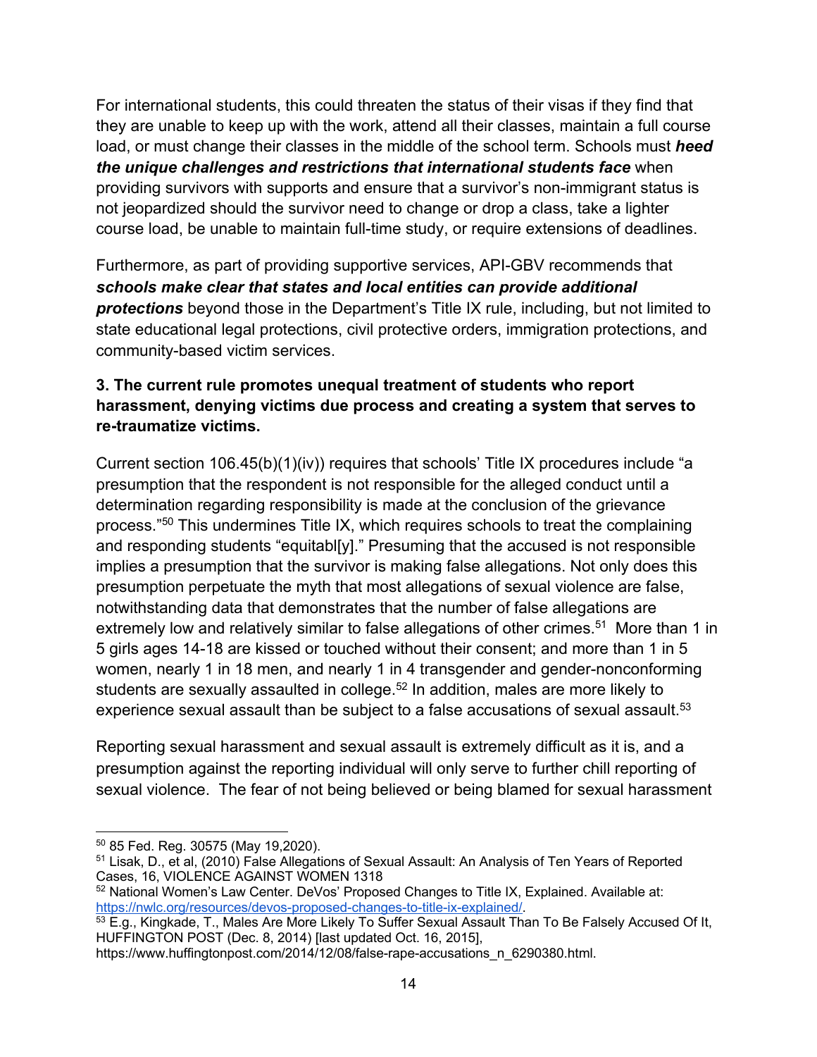For international students, this could threaten the status of their visas if they find that they are unable to keep up with the work, attend all their classes, maintain a full course load, or must change their classes in the middle of the school term. Schools must ***heed the unique challenges and restrictions that international students face*** when providing survivors with supports and ensure that a survivor's non-immigrant status is not jeopardized should the survivor need to change or drop a class, take a lighter course load, be unable to maintain full-time study, or require extensions of deadlines.

Furthermore, as part of providing supportive services, API-GBV recommends that ***schools make clear that states and local entities can provide additional protections*** beyond those in the Department's Title IX rule, including, but not limited to state educational legal protections, civil protective orders, immigration protections, and community-based victim services.

**3. The current rule promotes unequal treatment of students who report harassment, denying victims due process and creating a system that serves to re-traumatize victims.**

Current section 106.45(b)(1)(iv)) requires that schools' Title IX procedures include "a presumption that the respondent is not responsible for the alleged conduct until a determination regarding responsibility is made at the conclusion of the grievance process."[50] This undermines Title IX, which requires schools to treat the complaining and responding students "equitabl[y]." Presuming that the accused is not responsible implies a presumption that the survivor is making false allegations. Not only does this presumption perpetuate the myth that most allegations of sexual violence are false, notwithstanding data that demonstrates that the number of false allegations are extremely low and relatively similar to false allegations of other crimes.[51] More than 1 in 5 girls ages 14-18 are kissed or touched without their consent; and more than 1 in 5 women, nearly 1 in 18 men, and nearly 1 in 4 transgender and gender-nonconforming students are sexually assaulted in college.[52] In addition, males are more likely to experience sexual assault than be subject to a false accusations of sexual assault.[53]

Reporting sexual harassment and sexual assault is extremely difficult as it is, and a presumption against the reporting individual will only serve to further chill reporting of sexual violence. The fear of not being believed or being blamed for sexual harassment

---

[50] 85 Fed. Reg. 30575 (May 19,2020).

[51] Lisak, D., et al, (2010) False Allegations of Sexual Assault: An Analysis of Ten Years of Reported Cases, 16, VIOLENCE AGAINST WOMEN 1318

[52] National Women's Law Center. DeVos' Proposed Changes to Title IX, Explained. Available at: https://nwlc.org/resources/devos-proposed-changes-to-title-ix-explained/.

[53] E.g., Kingkade, T., Males Are More Likely To Suffer Sexual Assault Than To Be Falsely Accused Of It, HUFFINGTON POST (Dec. 8, 2014) [last updated Oct. 16, 2015], https://www.huffingtonpost.com/2014/12/08/false-rape-accusations_n_6290380.html.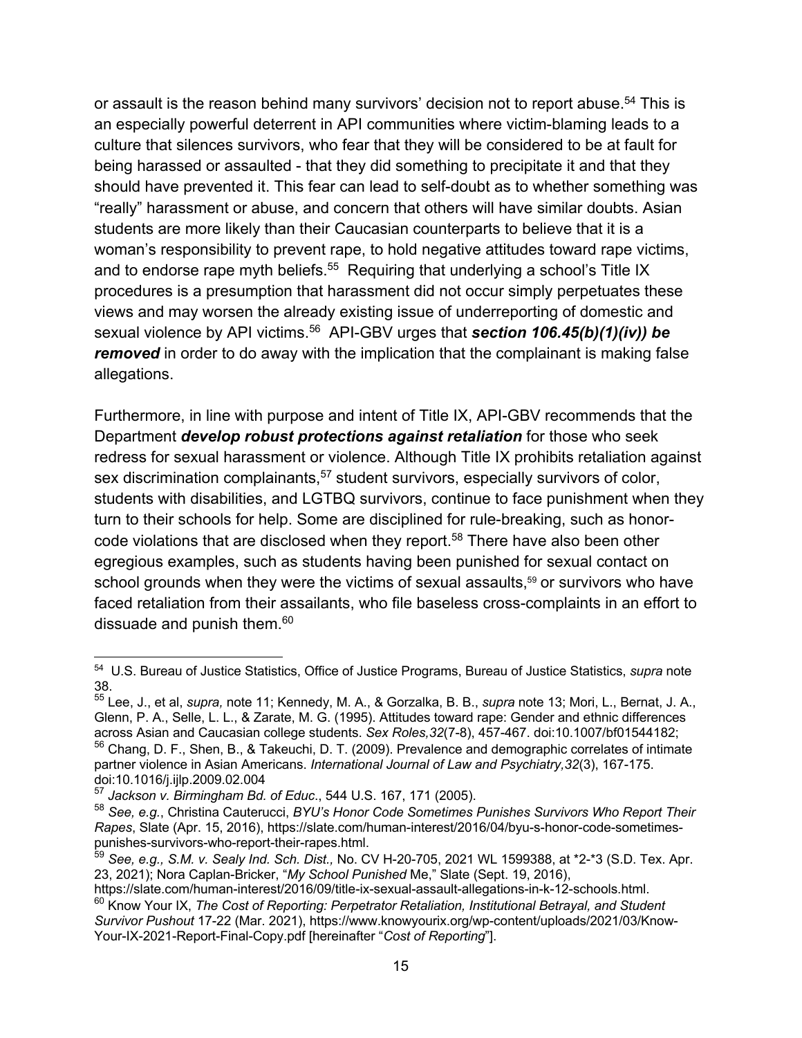or assault is the reason behind many survivors' decision not to report abuse.[54] This is an especially powerful deterrent in API communities where victim-blaming leads to a culture that silences survivors, who fear that they will be considered to be at fault for being harassed or assaulted - that they did something to precipitate it and that they should have prevented it. This fear can lead to self-doubt as to whether something was "really" harassment or abuse, and concern that others will have similar doubts. Asian students are more likely than their Caucasian counterparts to believe that it is a woman's responsibility to prevent rape, to hold negative attitudes toward rape victims, and to endorse rape myth beliefs.[55] Requiring that underlying a school's Title IX procedures is a presumption that harassment did not occur simply perpetuates these views and may worsen the already existing issue of underreporting of domestic and sexual violence by API victims.[56] API-GBV urges that ***section 106.45(b)(1)(iv)) be removed*** in order to do away with the implication that the complainant is making false allegations.

Furthermore, in line with purpose and intent of Title IX, API-GBV recommends that the Department ***develop robust protections against retaliation*** for those who seek redress for sexual harassment or violence. Although Title IX prohibits retaliation against sex discrimination complainants,[57] student survivors, especially survivors of color, students with disabilities, and LGTBQ survivors, continue to face punishment when they turn to their schools for help. Some are disciplined for rule-breaking, such as honor-code violations that are disclosed when they report.[58] There have also been other egregious examples, such as students having been punished for sexual contact on school grounds when they were the victims of sexual assaults,[59] or survivors who have faced retaliation from their assailants, who file baseless cross-complaints in an effort to dissuade and punish them.[60]

---

[54] U.S. Bureau of Justice Statistics, Office of Justice Programs, Bureau of Justice Statistics, *supra* note 38.

[55] Lee, J., et al, *supra,* note 11; Kennedy, M. A., & Gorzalka, B. B., *supra* note 13; Mori, L., Bernat, J. A., Glenn, P. A., Selle, L. L., & Zarate, M. G. (1995). Attitudes toward rape: Gender and ethnic differences across Asian and Caucasian college students. *Sex Roles,32*(7-8), 457-467. doi:10.1007/bf01544182;

[56] Chang, D. F., Shen, B., & Takeuchi, D. T. (2009). Prevalence and demographic correlates of intimate partner violence in Asian Americans. *International Journal of Law and Psychiatry,32*(3), 167-175. doi:10.1016/j.ijlp.2009.02.004

[57] *Jackson v. Birmingham Bd. of Educ*., 544 U.S. 167, 171 (2005).

[58] *See, e.g.*, Christina Cauterucci, *BYU's Honor Code Sometimes Punishes Survivors Who Report Their Rapes*, Slate (Apr. 15, 2016), https://slate.com/human-interest/2016/04/byu-s-honor-code-sometimes-punishes-survivors-who-report-their-rapes.html.

[59] *See, e.g., S.M. v. Sealy Ind. Sch. Dist.,* No. CV H-20-705, 2021 WL 1599388, at *2-*3 (S.D. Tex. Apr. 23, 2021); Nora Caplan-Bricker, "*My School Punished* Me," Slate (Sept. 19, 2016), https://slate.com/human-interest/2016/09/title-ix-sexual-assault-allegations-in-k-12-schools.html.

[60] Know Your IX, *The Cost of Reporting: Perpetrator Retaliation, Institutional Betrayal, and Student Survivor Pushout* 17-22 (Mar. 2021), https://www.knowyourix.org/wp-content/uploads/2021/03/Know-Your-IX-2021-Report-Final-Copy.pdf [hereinafter "*Cost of Reporting*"].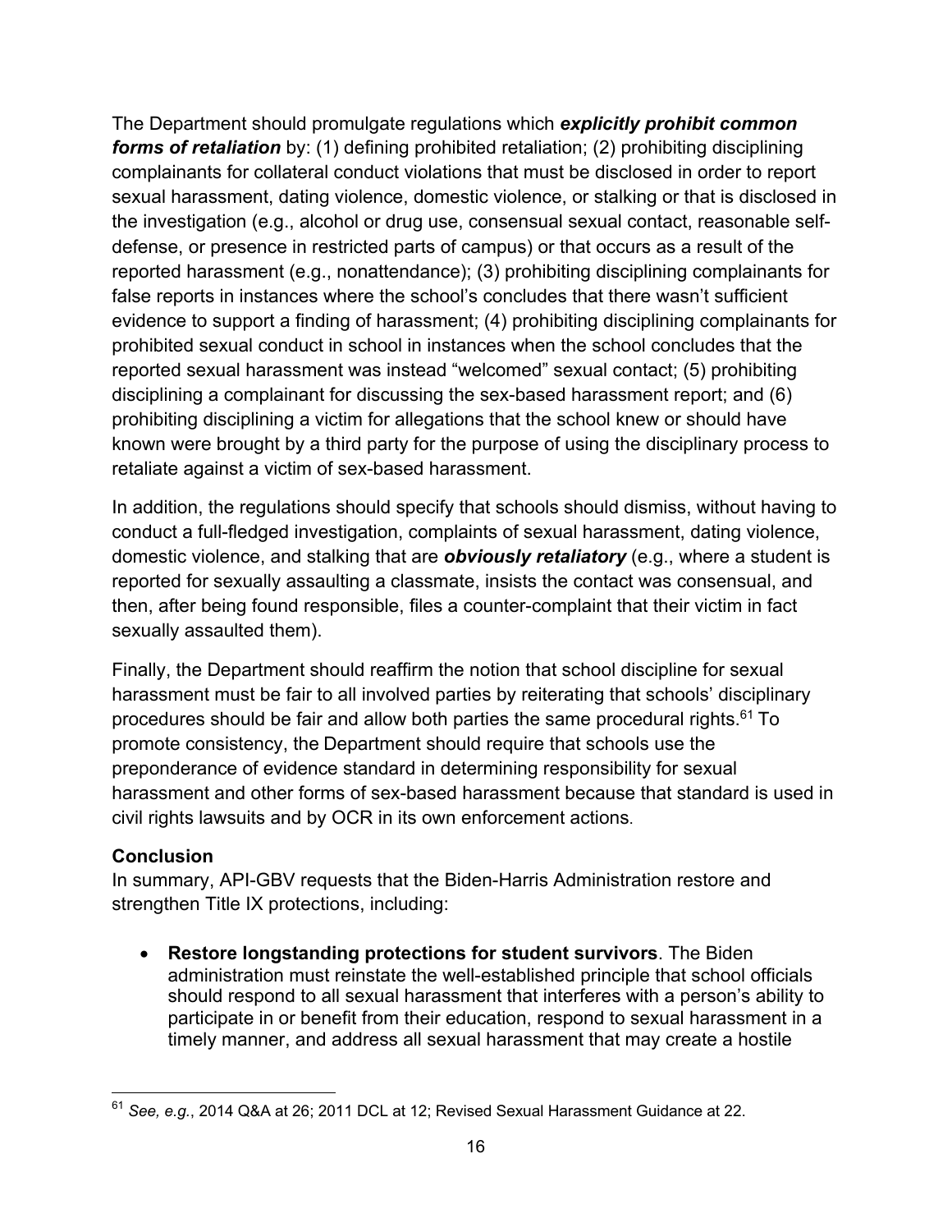The Department should promulgate regulations which ***explicitly prohibit common forms of retaliation*** by: (1) defining prohibited retaliation; (2) prohibiting disciplining complainants for collateral conduct violations that must be disclosed in order to report sexual harassment, dating violence, domestic violence, or stalking or that is disclosed in the investigation (e.g., alcohol or drug use, consensual sexual contact, reasonable self-defense, or presence in restricted parts of campus) or that occurs as a result of the reported harassment (e.g., nonattendance); (3) prohibiting disciplining complainants for false reports in instances where the school's concludes that there wasn't sufficient evidence to support a finding of harassment; (4) prohibiting disciplining complainants for prohibited sexual conduct in school in instances when the school concludes that the reported sexual harassment was instead "welcomed" sexual contact; (5) prohibiting disciplining a complainant for discussing the sex-based harassment report; and (6) prohibiting disciplining a victim for allegations that the school knew or should have known were brought by a third party for the purpose of using the disciplinary process to retaliate against a victim of sex-based harassment.

In addition, the regulations should specify that schools should dismiss, without having to conduct a full-fledged investigation, complaints of sexual harassment, dating violence, domestic violence, and stalking that are ***obviously retaliatory*** (e.g., where a student is reported for sexually assaulting a classmate, insists the contact was consensual, and then, after being found responsible, files a counter-complaint that their victim in fact sexually assaulted them).

Finally, the Department should reaffirm the notion that school discipline for sexual harassment must be fair to all involved parties by reiterating that schools' disciplinary procedures should be fair and allow both parties the same procedural rights.[61] To promote consistency, the Department should require that schools use the preponderance of evidence standard in determining responsibility for sexual harassment and other forms of sex-based harassment because that standard is used in civil rights lawsuits and by OCR in its own enforcement actions.

## Conclusion

In summary, API-GBV requests that the Biden-Harris Administration restore and strengthen Title IX protections, including:

- **Restore longstanding protections for student survivors**. The Biden administration must reinstate the well-established principle that school officials should respond to all sexual harassment that interferes with a person's ability to participate in or benefit from their education, respond to sexual harassment in a timely manner, and address all sexual harassment that may create a hostile

---

[61] *See, e.g.*, 2014 Q&A at 26; 2011 DCL at 12; Revised Sexual Harassment Guidance at 22.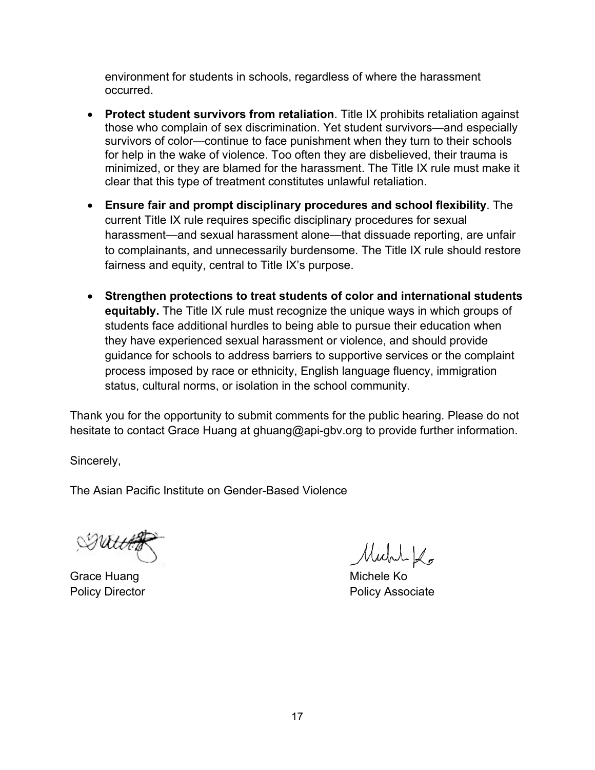environment for students in schools, regardless of where the harassment occurred.

- **Protect student survivors from retaliation**. Title IX prohibits retaliation against those who complain of sex discrimination. Yet student survivors—and especially survivors of color—continue to face punishment when they turn to their schools for help in the wake of violence. Too often they are disbelieved, their trauma is minimized, or they are blamed for the harassment. The Title IX rule must make it clear that this type of treatment constitutes unlawful retaliation.

- **Ensure fair and prompt disciplinary procedures and school flexibility**. The current Title IX rule requires specific disciplinary procedures for sexual harassment—and sexual harassment alone—that dissuade reporting, are unfair to complainants, and unnecessarily burdensome. The Title IX rule should restore fairness and equity, central to Title IX's purpose.

- **Strengthen protections to treat students of color and international students equitably.** The Title IX rule must recognize the unique ways in which groups of students face additional hurdles to being able to pursue their education when they have experienced sexual harassment or violence, and should provide guidance for schools to address barriers to supportive services or the complaint process imposed by race or ethnicity, English language fluency, immigration status, cultural norms, or isolation in the school community.

Thank you for the opportunity to submit comments for the public hearing. Please do not hesitate to contact Grace Huang at ghuang@api-gbv.org to provide further information.

Sincerely,

The Asian Pacific Institute on Gender-Based Violence

Grace Huang
Policy Director

Michele Ko
Policy Associate